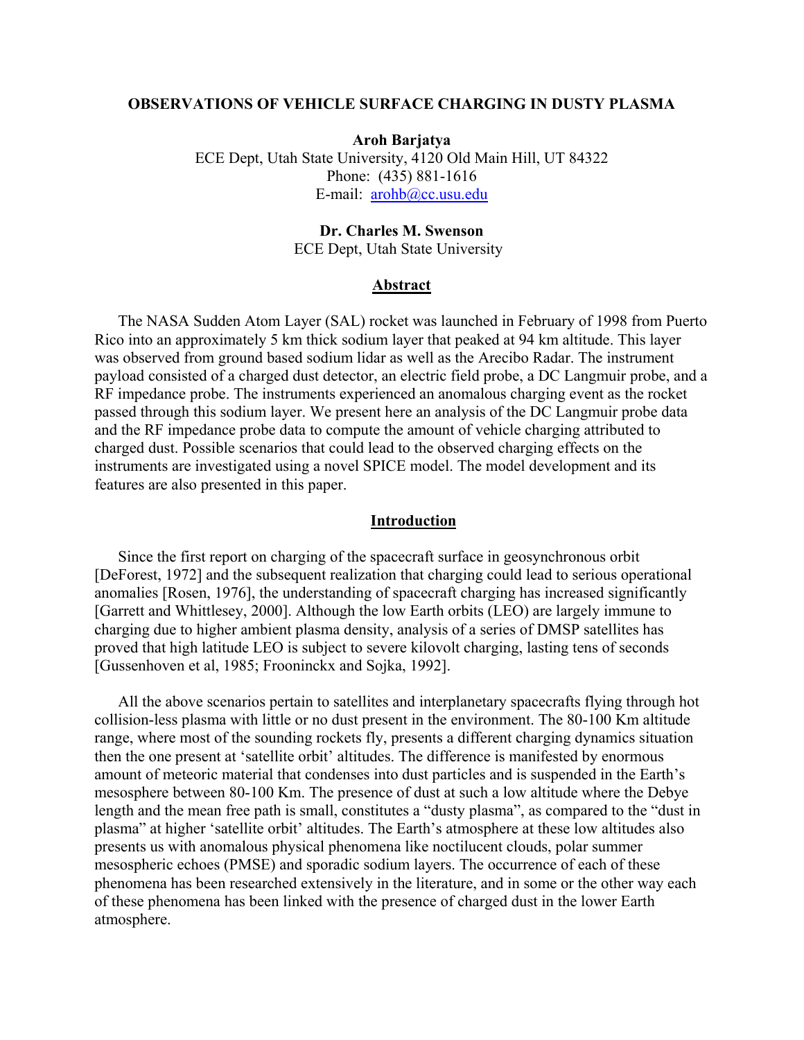# OBSERVATIONS OF VEHICLE SURFACE CHARGING IN DUSTY PLASMA

**Aroh Barjatya**
ECE Dept, Utah State University, 4120 Old Main Hill, UT 84322
Phone: (435) 881-1616
E-mail: arohb@cc.usu.edu

**Dr. Charles M. Swenson**
ECE Dept, Utah State University

## Abstract

The NASA Sudden Atom Layer (SAL) rocket was launched in February of 1998 from Puerto Rico into an approximately 5 km thick sodium layer that peaked at 94 km altitude. This layer was observed from ground based sodium lidar as well as the Arecibo Radar. The instrument payload consisted of a charged dust detector, an electric field probe, a DC Langmuir probe, and a RF impedance probe. The instruments experienced an anomalous charging event as the rocket passed through this sodium layer. We present here an analysis of the DC Langmuir probe data and the RF impedance probe data to compute the amount of vehicle charging attributed to charged dust. Possible scenarios that could lead to the observed charging effects on the instruments are investigated using a novel SPICE model. The model development and its features are also presented in this paper.

## Introduction

Since the first report on charging of the spacecraft surface in geosynchronous orbit [DeForest, 1972] and the subsequent realization that charging could lead to serious operational anomalies [Rosen, 1976], the understanding of spacecraft charging has increased significantly [Garrett and Whittlesey, 2000]. Although the low Earth orbits (LEO) are largely immune to charging due to higher ambient plasma density, analysis of a series of DMSP satellites has proved that high latitude LEO is subject to severe kilovolt charging, lasting tens of seconds [Gussenhoven et al, 1985; Frooninckx and Sojka, 1992].

All the above scenarios pertain to satellites and interplanetary spacecrafts flying through hot collision-less plasma with little or no dust present in the environment. The 80-100 Km altitude range, where most of the sounding rockets fly, presents a different charging dynamics situation then the one present at 'satellite orbit' altitudes. The difference is manifested by enormous amount of meteoric material that condenses into dust particles and is suspended in the Earth's mesosphere between 80-100 Km. The presence of dust at such a low altitude where the Debye length and the mean free path is small, constitutes a "dusty plasma", as compared to the "dust in plasma" at higher 'satellite orbit' altitudes. The Earth's atmosphere at these low altitudes also presents us with anomalous physical phenomena like noctilucent clouds, polar summer mesospheric echoes (PMSE) and sporadic sodium layers. The occurrence of each of these phenomena has been researched extensively in the literature, and in some or the other way each of these phenomena has been linked with the presence of charged dust in the lower Earth atmosphere.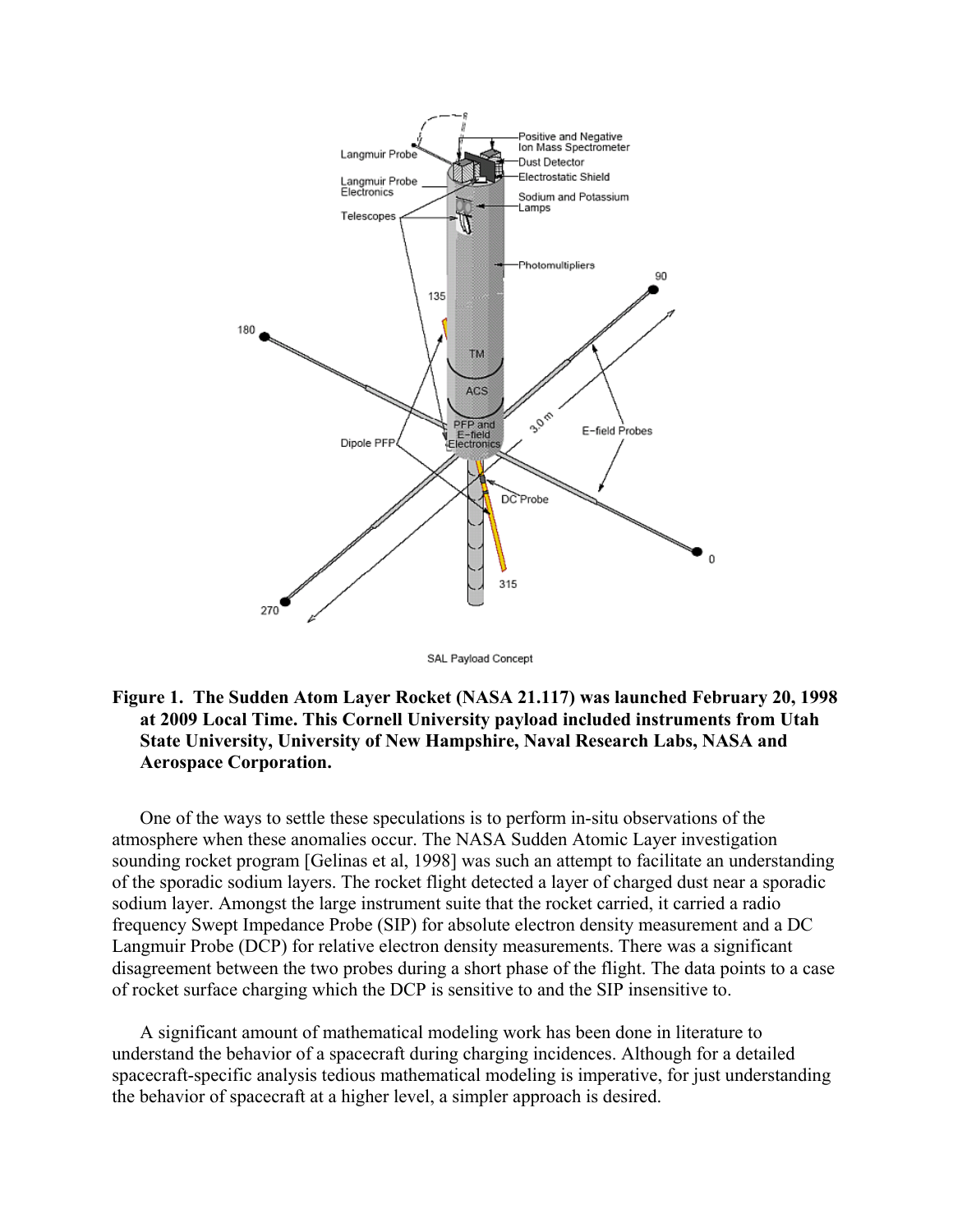**Figure 1. The Sudden Atom Layer Rocket (NASA 21.117) was launched February 20, 1998 at 2009 Local Time. This Cornell University payload included instruments from Utah State University, University of New Hampshire, Naval Research Labs, NASA and Aerospace Corporation.**

One of the ways to settle these speculations is to perform in-situ observations of the atmosphere when these anomalies occur. The NASA Sudden Atomic Layer investigation sounding rocket program [Gelinas et al, 1998] was such an attempt to facilitate an understanding of the sporadic sodium layers. The rocket flight detected a layer of charged dust near a sporadic sodium layer. Amongst the large instrument suite that the rocket carried, it carried a radio frequency Swept Impedance Probe (SIP) for absolute electron density measurement and a DC Langmuir Probe (DCP) for relative electron density measurements. There was a significant disagreement between the two probes during a short phase of the flight. The data points to a case of rocket surface charging which the DCP is sensitive to and the SIP insensitive to.

A significant amount of mathematical modeling work has been done in literature to understand the behavior of a spacecraft during charging incidences. Although for a detailed spacecraft-specific analysis tedious mathematical modeling is imperative, for just understanding the behavior of spacecraft at a higher level, a simpler approach is desired.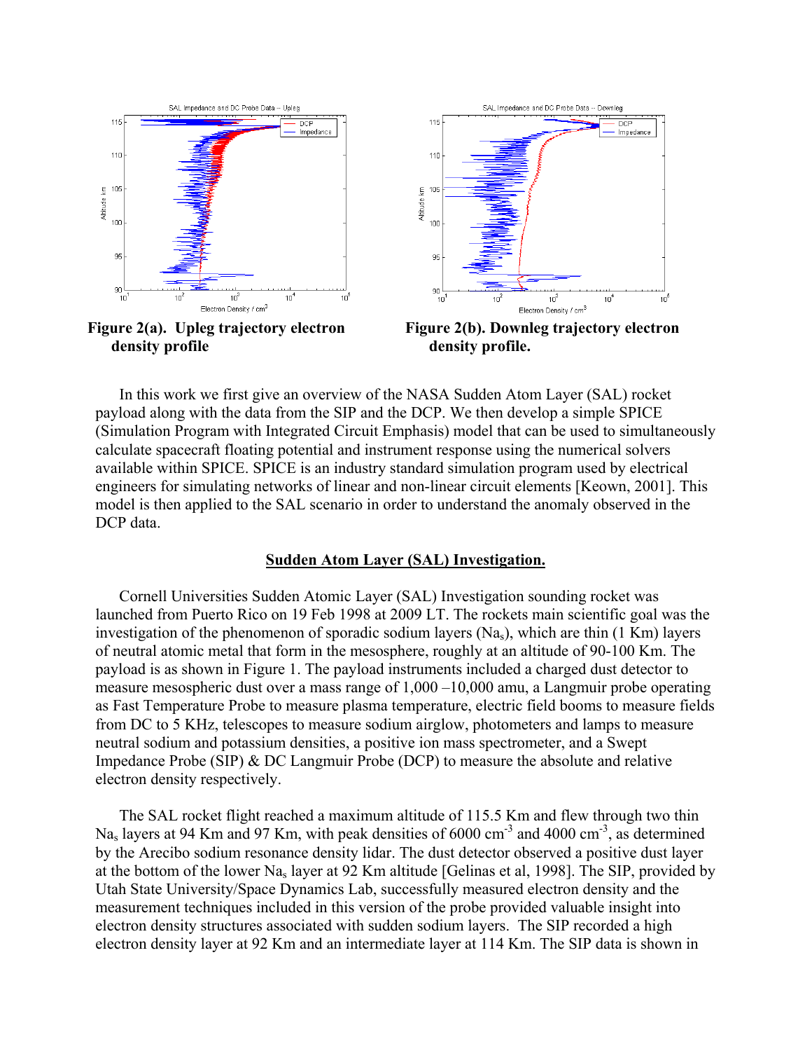Figure 2(a). Upleg trajectory electron density profile

Figure 2(b). Downleg trajectory electron density profile.

In this work we first give an overview of the NASA Sudden Atom Layer (SAL) rocket payload along with the data from the SIP and the DCP. We then develop a simple SPICE (Simulation Program with Integrated Circuit Emphasis) model that can be used to simultaneously calculate spacecraft floating potential and instrument response using the numerical solvers available within SPICE. SPICE is an industry standard simulation program used by electrical engineers for simulating networks of linear and non-linear circuit elements [Keown, 2001]. This model is then applied to the SAL scenario in order to understand the anomaly observed in the DCP data.

## Sudden Atom Layer (SAL) Investigation.

Cornell Universities Sudden Atomic Layer (SAL) Investigation sounding rocket was launched from Puerto Rico on 19 Feb 1998 at 2009 LT. The rockets main scientific goal was the investigation of the phenomenon of sporadic sodium layers ($Na_s$), which are thin (1 Km) layers of neutral atomic metal that form in the mesosphere, roughly at an altitude of 90-100 Km. The payload is as shown in Figure 1. The payload instruments included a charged dust detector to measure mesospheric dust over a mass range of 1,000 –10,000 amu, a Langmuir probe operating as Fast Temperature Probe to measure plasma temperature, electric field booms to measure fields from DC to 5 KHz, telescopes to measure sodium airglow, photometers and lamps to measure neutral sodium and potassium densities, a positive ion mass spectrometer, and a Swept Impedance Probe (SIP) & DC Langmuir Probe (DCP) to measure the absolute and relative electron density respectively.

The SAL rocket flight reached a maximum altitude of 115.5 Km and flew through two thin $Na_s$ layers at 94 Km and 97 Km, with peak densities of 6000 cm$^{-3}$ and 4000 cm$^{-3}$, as determined by the Arecibo sodium resonance density lidar. The dust detector observed a positive dust layer at the bottom of the lower $Na_s$ layer at 92 Km altitude [Gelinas et al, 1998]. The SIP, provided by Utah State University/Space Dynamics Lab, successfully measured electron density and the measurement techniques included in this version of the probe provided valuable insight into electron density structures associated with sudden sodium layers. The SIP recorded a high electron density layer at 92 Km and an intermediate layer at 114 Km. The SIP data is shown in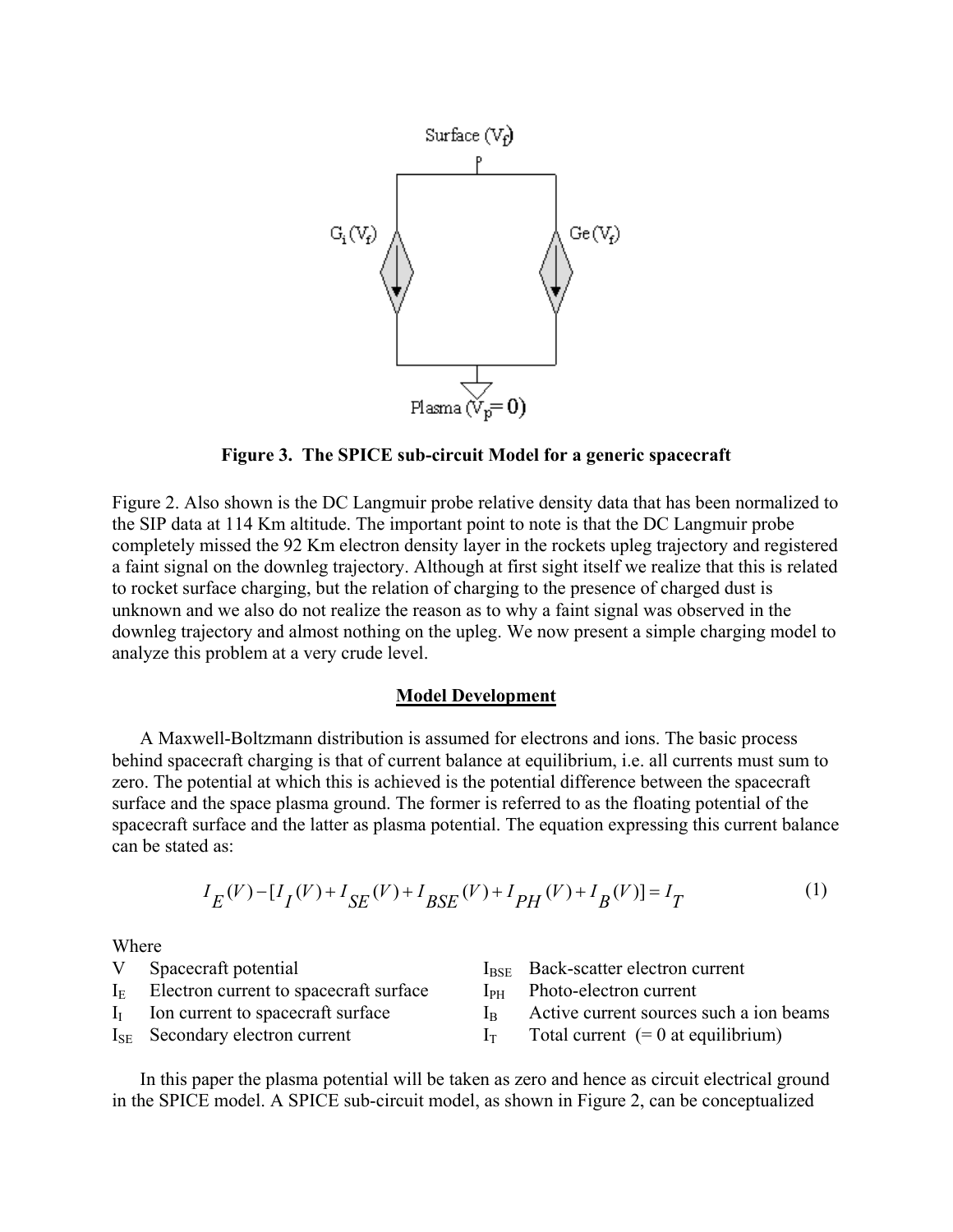**Figure 3. The SPICE sub-circuit Model for a generic spacecraft**

Figure 2. Also shown is the DC Langmuir probe relative density data that has been normalized to the SIP data at 114 Km altitude. The important point to note is that the DC Langmuir probe completely missed the 92 Km electron density layer in the rockets upleg trajectory and registered a faint signal on the downleg trajectory. Although at first sight itself we realize that this is related to rocket surface charging, but the relation of charging to the presence of charged dust is unknown and we also do not realize the reason as to why a faint signal was observed in the downleg trajectory and almost nothing on the upleg. We now present a simple charging model to analyze this problem at a very crude level.

## Model Development

A Maxwell-Boltzmann distribution is assumed for electrons and ions. The basic process behind spacecraft charging is that of current balance at equilibrium, i.e. all currents must sum to zero. The potential at which this is achieved is the potential difference between the spacecraft surface and the space plasma ground. The former is referred to as the floating potential of the spacecraft surface and the latter as plasma potential. The equation expressing this current balance can be stated as:

$$I_E(V) - [I_I(V) + I_{SE}(V) + I_{BSE}(V) + I_{PH}(V) + I_B(V)] = I_T \tag{1}$$

Where

| | | | |
|---|---|---|---|
| $V$ | Spacecraft potential | $I_{BSE}$ | Back-scatter electron current |
| $I_E$ | Electron current to spacecraft surface | $I_{PH}$ | Photo-electron current |
| $I_I$ | Ion current to spacecraft surface | $I_B$ | Active current sources such a ion beams |
| $I_{SE}$ | Secondary electron current | $I_T$ | Total current (= 0 at equilibrium) |

In this paper the plasma potential will be taken as zero and hence as circuit electrical ground in the SPICE model. A SPICE sub-circuit model, as shown in Figure 2, can be conceptualized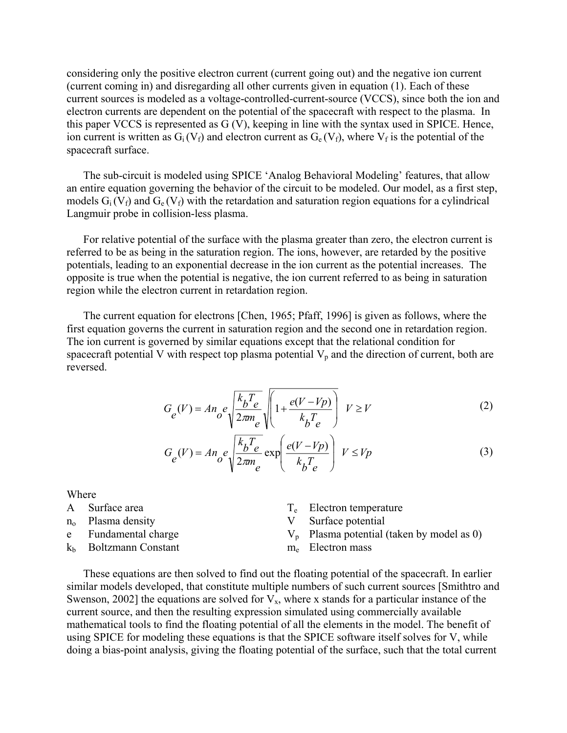considering only the positive electron current (current going out) and the negative ion current (current coming in) and disregarding all other currents given in equation (1). Each of these current sources is modeled as a voltage-controlled-current-source (VCCS), since both the ion and electron currents are dependent on the potential of the spacecraft with respect to the plasma. In this paper VCCS is represented as G (V), keeping in line with the syntax used in SPICE. Hence, ion current is written as $G_i(V_f)$ and electron current as $G_e(V_f)$, where $V_f$ is the potential of the spacecraft surface.

The sub-circuit is modeled using SPICE 'Analog Behavioral Modeling' features, that allow an entire equation governing the behavior of the circuit to be modeled. Our model, as a first step, models $G_i(V_f)$ and $G_e(V_f)$ with the retardation and saturation region equations for a cylindrical Langmuir probe in collision-less plasma.

For relative potential of the surface with the plasma greater than zero, the electron current is referred to be as being in the saturation region. The ions, however, are retarded by the positive potentials, leading to an exponential decrease in the ion current as the potential increases. The opposite is true when the potential is negative, the ion current referred to as being in saturation region while the electron current in retardation region.

The current equation for electrons [Chen, 1965; Pfaff, 1996] is given as follows, where the first equation governs the current in saturation region and the second one in retardation region. The ion current is governed by similar equations except that the relational condition for spacecraft potential V with respect top plasma potential $V_p$ and the direction of current, both are reversed.

$$G_e(V) = An_o e\sqrt{\frac{k_b T_e}{2\pi m_e}}\sqrt{\left(1+\frac{e(V-Vp)}{k_b T_e}\right)} \quad V \geq V \tag{2}$$

$$G_e(V) = An_o e\sqrt{\frac{k_b T_e}{2\pi m_e}}\exp\left(\frac{e(V-Vp)}{k_b T_e}\right) \quad V \leq Vp \tag{3}$$

Where

- $A$ Surface area
- $n_o$ Plasma density
- $e$ Fundamental charge
- $k_b$ Boltzmann Constant
- $T_e$ Electron temperature
- $V$ Surface potential
- $V_p$ Plasma potential (taken by model as 0)
- $m_e$ Electron mass

These equations are then solved to find out the floating potential of the spacecraft. In earlier similar models developed, that constitute multiple numbers of such current sources [Smithtro and Swenson, 2002] the equations are solved for $V_x$, where x stands for a particular instance of the current source, and then the resulting expression simulated using commercially available mathematical tools to find the floating potential of all the elements in the model. The benefit of using SPICE for modeling these equations is that the SPICE software itself solves for V, while doing a bias-point analysis, giving the floating potential of the surface, such that the total current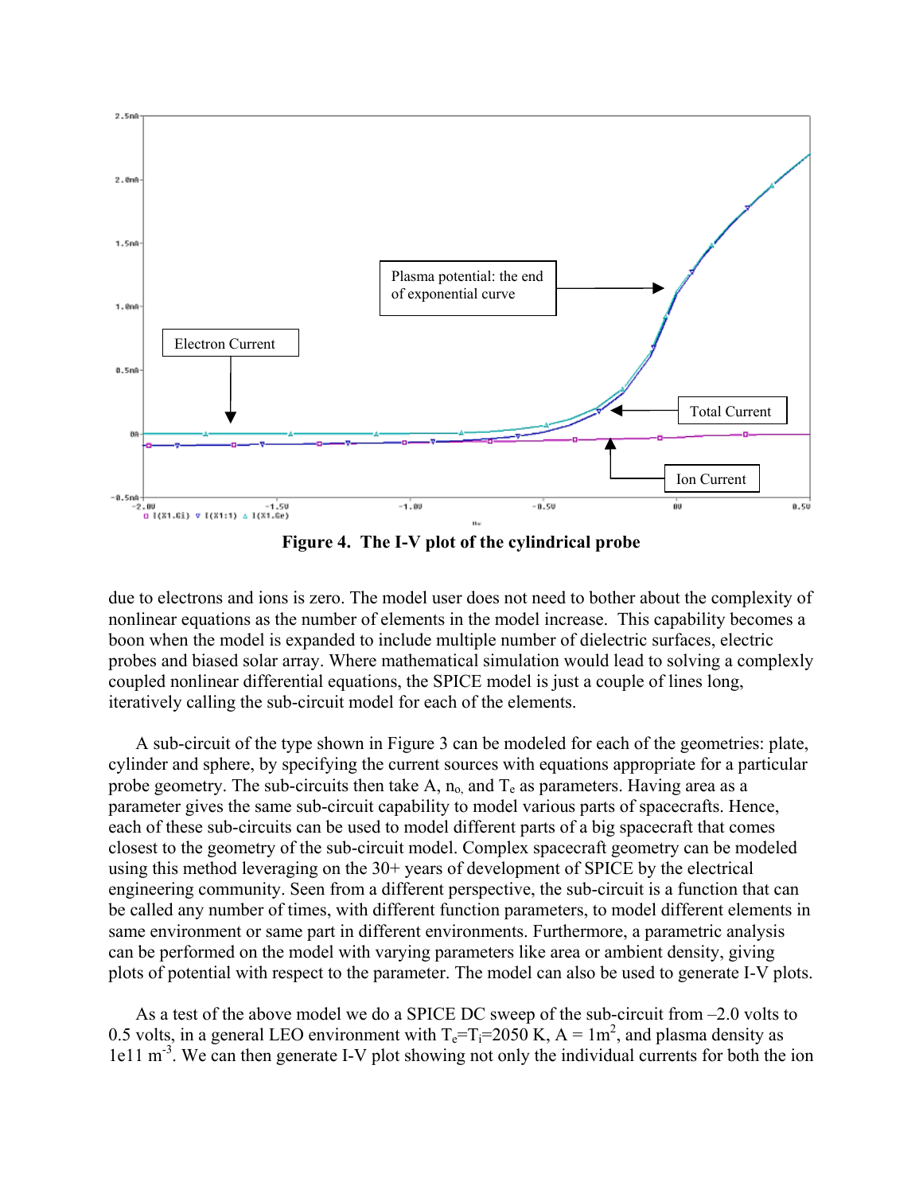**Figure 4. The I-V plot of the cylindrical probe**

due to electrons and ions is zero. The model user does not need to bother about the complexity of nonlinear equations as the number of elements in the model increase. This capability becomes a boon when the model is expanded to include multiple number of dielectric surfaces, electric probes and biased solar array. Where mathematical simulation would lead to solving a complexly coupled nonlinear differential equations, the SPICE model is just a couple of lines long, iteratively calling the sub-circuit model for each of the elements.

A sub-circuit of the type shown in Figure 3 can be modeled for each of the geometries: plate, cylinder and sphere, by specifying the current sources with equations appropriate for a particular probe geometry. The sub-circuits then take A, $n_o$, and $T_e$ as parameters. Having area as a parameter gives the same sub-circuit capability to model various parts of spacecrafts. Hence, each of these sub-circuits can be used to model different parts of a big spacecraft that comes closest to the geometry of the sub-circuit model. Complex spacecraft geometry can be modeled using this method leveraging on the 30+ years of development of SPICE by the electrical engineering community. Seen from a different perspective, the sub-circuit is a function that can be called any number of times, with different function parameters, to model different elements in same environment or same part in different environments. Furthermore, a parametric analysis can be performed on the model with varying parameters like area or ambient density, giving plots of potential with respect to the parameter. The model can also be used to generate I-V plots.

As a test of the above model we do a SPICE DC sweep of the sub-circuit from –2.0 volts to 0.5 volts, in a general LEO environment with $T_e$=$T_i$=2050 K, A = 1m$^2$, and plasma density as 1e11 m$^{-3}$. We can then generate I-V plot showing not only the individual currents for both the ion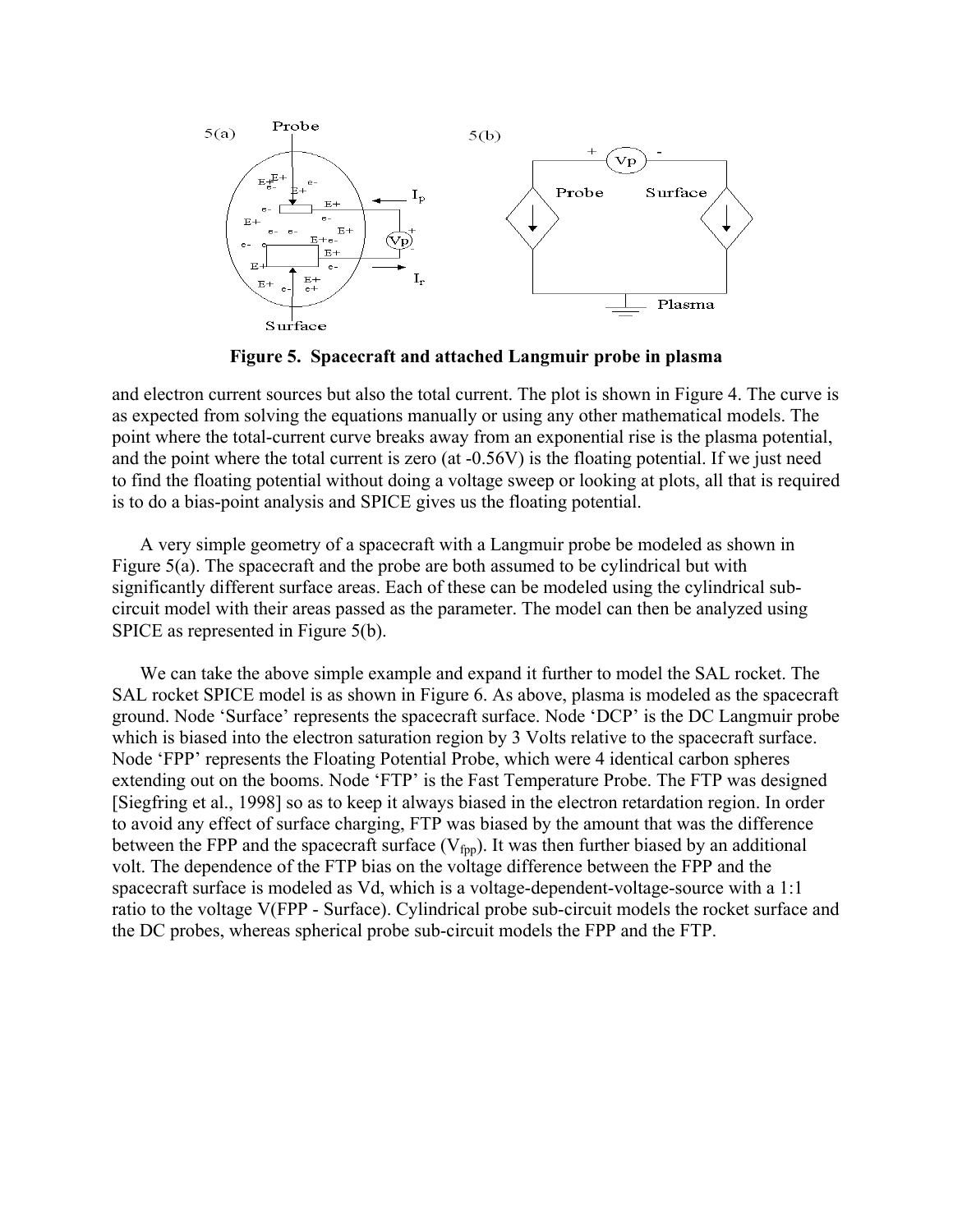**Figure 5. Spacecraft and attached Langmuir probe in plasma**

and electron current sources but also the total current. The plot is shown in Figure 4. The curve is as expected from solving the equations manually or using any other mathematical models. The point where the total-current curve breaks away from an exponential rise is the plasma potential, and the point where the total current is zero (at -0.56V) is the floating potential. If we just need to find the floating potential without doing a voltage sweep or looking at plots, all that is required is to do a bias-point analysis and SPICE gives us the floating potential.

A very simple geometry of a spacecraft with a Langmuir probe be modeled as shown in Figure 5(a). The spacecraft and the probe are both assumed to be cylindrical but with significantly different surface areas. Each of these can be modeled using the cylindrical sub-circuit model with their areas passed as the parameter. The model can then be analyzed using SPICE as represented in Figure 5(b).

We can take the above simple example and expand it further to model the SAL rocket. The SAL rocket SPICE model is as shown in Figure 6. As above, plasma is modeled as the spacecraft ground. Node 'Surface' represents the spacecraft surface. Node 'DCP' is the DC Langmuir probe which is biased into the electron saturation region by 3 Volts relative to the spacecraft surface. Node 'FPP' represents the Floating Potential Probe, which were 4 identical carbon spheres extending out on the booms. Node 'FTP' is the Fast Temperature Probe. The FTP was designed [Siegfring et al., 1998] so as to keep it always biased in the electron retardation region. In order to avoid any effect of surface charging, FTP was biased by the amount that was the difference between the FPP and the spacecraft surface ($V_{fpp}$). It was then further biased by an additional volt. The dependence of the FTP bias on the voltage difference between the FPP and the spacecraft surface is modeled as Vd, which is a voltage-dependent-voltage-source with a 1:1 ratio to the voltage V(FPP - Surface). Cylindrical probe sub-circuit models the rocket surface and the DC probes, whereas spherical probe sub-circuit models the FPP and the FTP.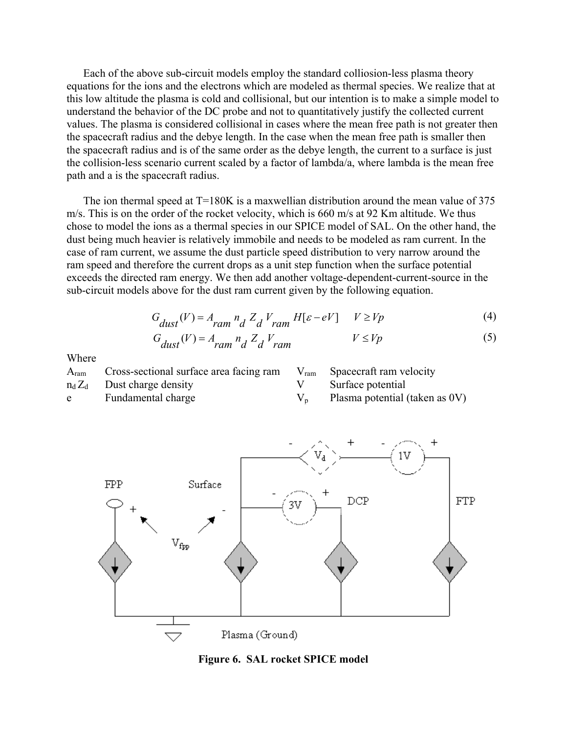Each of the above sub-circuit models employ the standard colliosion-less plasma theory equations for the ions and the electrons which are modeled as thermal species. We realize that at this low altitude the plasma is cold and collisional, but our intention is to make a simple model to understand the behavior of the DC probe and not to quantitatively justify the collected current values. The plasma is considered collisional in cases where the mean free path is not greater then the spacecraft radius and the debye length. In the case when the mean free path is smaller then the spacecraft radius and is of the same order as the debye length, the current to a surface is just the collision-less scenario current scaled by a factor of lambda/a, where lambda is the mean free path and a is the spacecraft radius.

The ion thermal speed at T=180K is a maxwellian distribution around the mean value of 375 m/s. This is on the order of the rocket velocity, which is 660 m/s at 92 Km altitude. We thus chose to model the ions as a thermal species in our SPICE model of SAL. On the other hand, the dust being much heavier is relatively immobile and needs to be modeled as ram current. In the case of ram current, we assume the dust particle speed distribution to very narrow around the ram speed and therefore the current drops as a unit step function when the surface potential exceeds the directed ram energy. We then add another voltage-dependent-current-source in the sub-circuit models above for the dust ram current given by the following equation.

$$G_{dust}(V) = A_{ram}\, n_d\, Z_d\, V_{ram}\, H[\varepsilon - eV] \qquad V \geq Vp \tag{4}$$

$$G_{dust}(V) = A_{ram}\, n_d\, Z_d\, V_{ram} \qquad V \leq Vp \tag{5}$$

Where

| | | | |
|---|---|---|---|
| $A_{ram}$ | Cross-sectional surface area facing ram | $V_{ram}$ | Spacecraft ram velocity |
| $n_d Z_d$ | Dust charge density | $V$ | Surface potential |
| $e$ | Fundamental charge | $V_p$ | Plasma potential (taken as 0V) |

**Figure 6. SAL rocket SPICE model**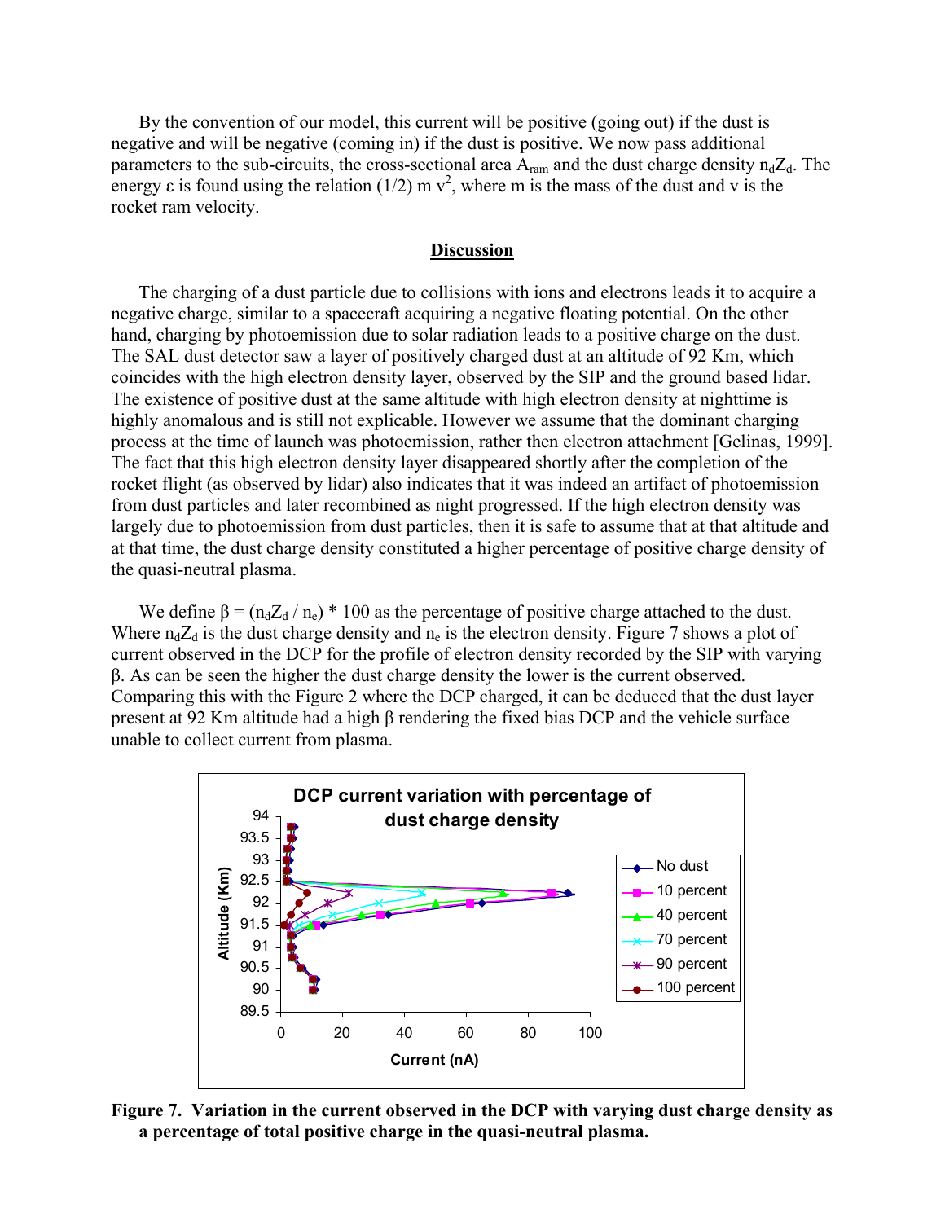By the convention of our model, this current will be positive (going out) if the dust is negative and will be negative (coming in) if the dust is positive. We now pass additional parameters to the sub-circuits, the cross-sectional area $A_{ram}$ and the dust charge density $n_d Z_d$. The energy ε is found using the relation (1/2) m $v^2$, where m is the mass of the dust and v is the rocket ram velocity.

## Discussion

The charging of a dust particle due to collisions with ions and electrons leads it to acquire a negative charge, similar to a spacecraft acquiring a negative floating potential. On the other hand, charging by photoemission due to solar radiation leads to a positive charge on the dust. The SAL dust detector saw a layer of positively charged dust at an altitude of 92 Km, which coincides with the high electron density layer, observed by the SIP and the ground based lidar. The existence of positive dust at the same altitude with high electron density at nighttime is highly anomalous and is still not explicable. However we assume that the dominant charging process at the time of launch was photoemission, rather then electron attachment [Gelinas, 1999]. The fact that this high electron density layer disappeared shortly after the completion of the rocket flight (as observed by lidar) also indicates that it was indeed an artifact of photoemission from dust particles and later recombined as night progressed. If the high electron density was largely due to photoemission from dust particles, then it is safe to assume that at that altitude and at that time, the dust charge density constituted a higher percentage of positive charge density of the quasi-neutral plasma.

We define $\beta = (n_d Z_d / n_e) * 100$ as the percentage of positive charge attached to the dust. Where $n_d Z_d$ is the dust charge density and $n_e$ is the electron density. Figure 7 shows a plot of current observed in the DCP for the profile of electron density recorded by the SIP with varying β. As can be seen the higher the dust charge density the lower is the current observed. Comparing this with the Figure 2 where the DCP charged, it can be deduced that the dust layer present at 92 Km altitude had a high β rendering the fixed bias DCP and the vehicle surface unable to collect current from plasma.

**Figure 7. Variation in the current observed in the DCP with varying dust charge density as a percentage of total positive charge in the quasi-neutral plasma.**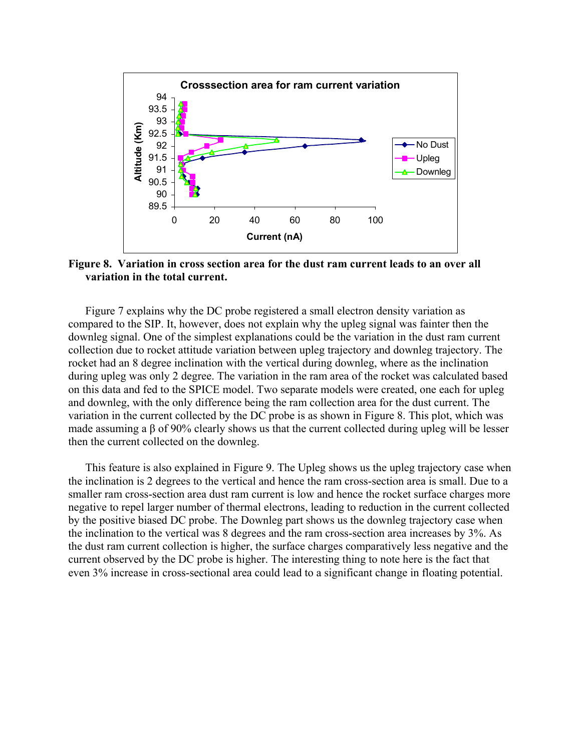**Figure 8. Variation in cross section area for the dust ram current leads to an over all variation in the total current.**

Figure 7 explains why the DC probe registered a small electron density variation as compared to the SIP. It, however, does not explain why the upleg signal was fainter then the downleg signal. One of the simplest explanations could be the variation in the dust ram current collection due to rocket attitude variation between upleg trajectory and downleg trajectory. The rocket had an 8 degree inclination with the vertical during downleg, where as the inclination during upleg was only 2 degree. The variation in the ram area of the rocket was calculated based on this data and fed to the SPICE model. Two separate models were created, one each for upleg and downleg, with the only difference being the ram collection area for the dust current. The variation in the current collected by the DC probe is as shown in Figure 8. This plot, which was made assuming a $\beta$ of 90% clearly shows us that the current collected during upleg will be lesser then the current collected on the downleg.

This feature is also explained in Figure 9. The Upleg shows us the upleg trajectory case when the inclination is 2 degrees to the vertical and hence the ram cross-section area is small. Due to a smaller ram cross-section area dust ram current is low and hence the rocket surface charges more negative to repel larger number of thermal electrons, leading to reduction in the current collected by the positive biased DC probe. The Downleg part shows us the downleg trajectory case when the inclination to the vertical was 8 degrees and the ram cross-section area increases by 3%. As the dust ram current collection is higher, the surface charges comparatively less negative and the current observed by the DC probe is higher. The interesting thing to note here is the fact that even 3% increase in cross-sectional area could lead to a significant change in floating potential.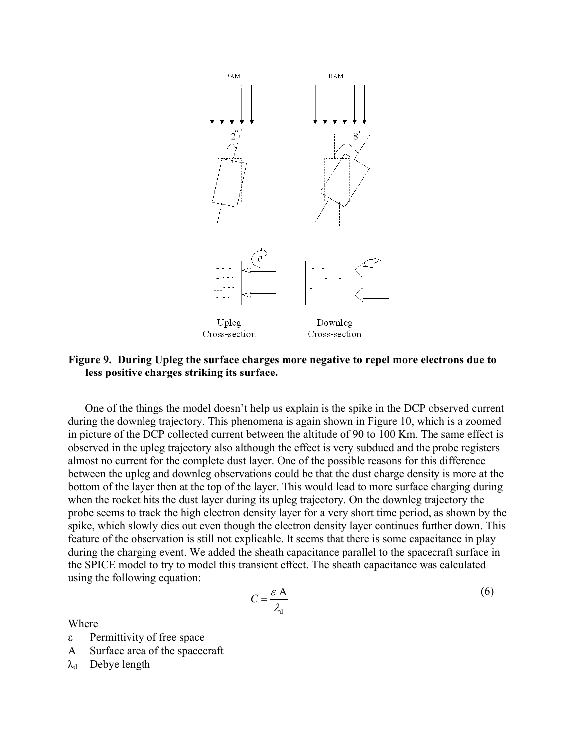**Figure 9. During Upleg the surface charges more negative to repel more electrons due to less positive charges striking its surface.**

One of the things the model doesn't help us explain is the spike in the DCP observed current during the downleg trajectory. This phenomena is again shown in Figure 10, which is a zoomed in picture of the DCP collected current between the altitude of 90 to 100 Km. The same effect is observed in the upleg trajectory also although the effect is very subdued and the probe registers almost no current for the complete dust layer. One of the possible reasons for this difference between the upleg and downleg observations could be that the dust charge density is more at the bottom of the layer then at the top of the layer. This would lead to more surface charging during when the rocket hits the dust layer during its upleg trajectory. On the downleg trajectory the probe seems to track the high electron density layer for a very short time period, as shown by the spike, which slowly dies out even though the electron density layer continues further down. This feature of the observation is still not explicable. It seems that there is some capacitance in play during the charging event. We added the sheath capacitance parallel to the spacecraft surface in the SPICE model to try to model this transient effect. The sheath capacitance was calculated using the following equation:

$$C = \frac{\varepsilon \, \mathrm{A}}{\lambda_{\mathrm{d}}} \tag{6}$$

Where

- $\varepsilon$ Permittivity of free space
- A Surface area of the spacecraft
- $\lambda_d$ Debye length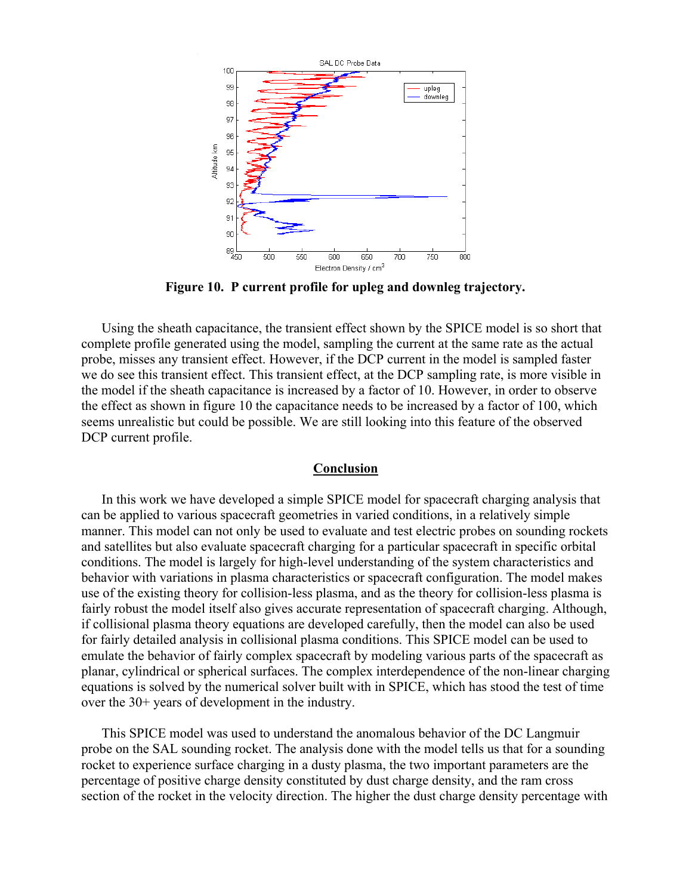**Figure 10. P current profile for upleg and downleg trajectory.**

Using the sheath capacitance, the transient effect shown by the SPICE model is so short that complete profile generated using the model, sampling the current at the same rate as the actual probe, misses any transient effect. However, if the DCP current in the model is sampled faster we do see this transient effect. This transient effect, at the DCP sampling rate, is more visible in the model if the sheath capacitance is increased by a factor of 10. However, in order to observe the effect as shown in figure 10 the capacitance needs to be increased by a factor of 100, which seems unrealistic but could be possible. We are still looking into this feature of the observed DCP current profile.

## Conclusion

In this work we have developed a simple SPICE model for spacecraft charging analysis that can be applied to various spacecraft geometries in varied conditions, in a relatively simple manner. This model can not only be used to evaluate and test electric probes on sounding rockets and satellites but also evaluate spacecraft charging for a particular spacecraft in specific orbital conditions. The model is largely for high-level understanding of the system characteristics and behavior with variations in plasma characteristics or spacecraft configuration. The model makes use of the existing theory for collision-less plasma, and as the theory for collision-less plasma is fairly robust the model itself also gives accurate representation of spacecraft charging. Although, if collisional plasma theory equations are developed carefully, then the model can also be used for fairly detailed analysis in collisional plasma conditions. This SPICE model can be used to emulate the behavior of fairly complex spacecraft by modeling various parts of the spacecraft as planar, cylindrical or spherical surfaces. The complex interdependence of the non-linear charging equations is solved by the numerical solver built with in SPICE, which has stood the test of time over the 30+ years of development in the industry.

This SPICE model was used to understand the anomalous behavior of the DC Langmuir probe on the SAL sounding rocket. The analysis done with the model tells us that for a sounding rocket to experience surface charging in a dusty plasma, the two important parameters are the percentage of positive charge density constituted by dust charge density, and the ram cross section of the rocket in the velocity direction. The higher the dust charge density percentage with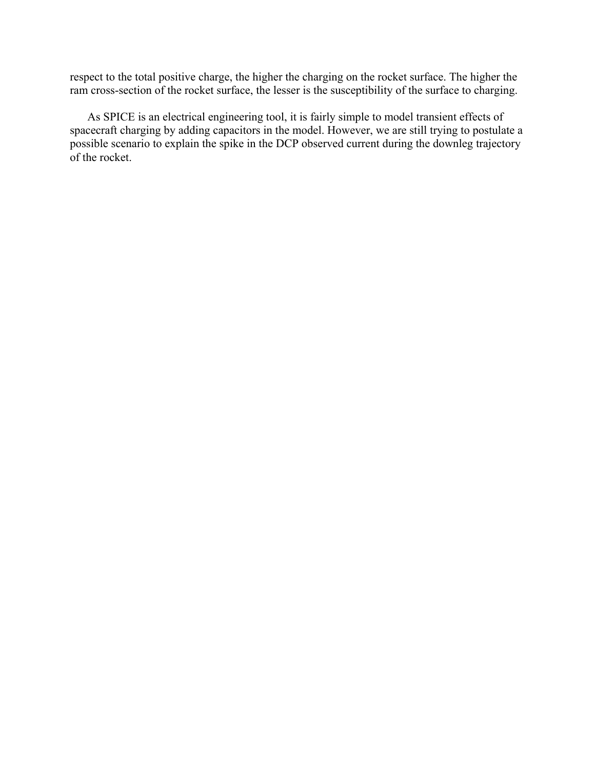respect to the total positive charge, the higher the charging on the rocket surface. The higher the ram cross-section of the rocket surface, the lesser is the susceptibility of the surface to charging.

As SPICE is an electrical engineering tool, it is fairly simple to model transient effects of spacecraft charging by adding capacitors in the model. However, we are still trying to postulate a possible scenario to explain the spike in the DCP observed current during the downleg trajectory of the rocket.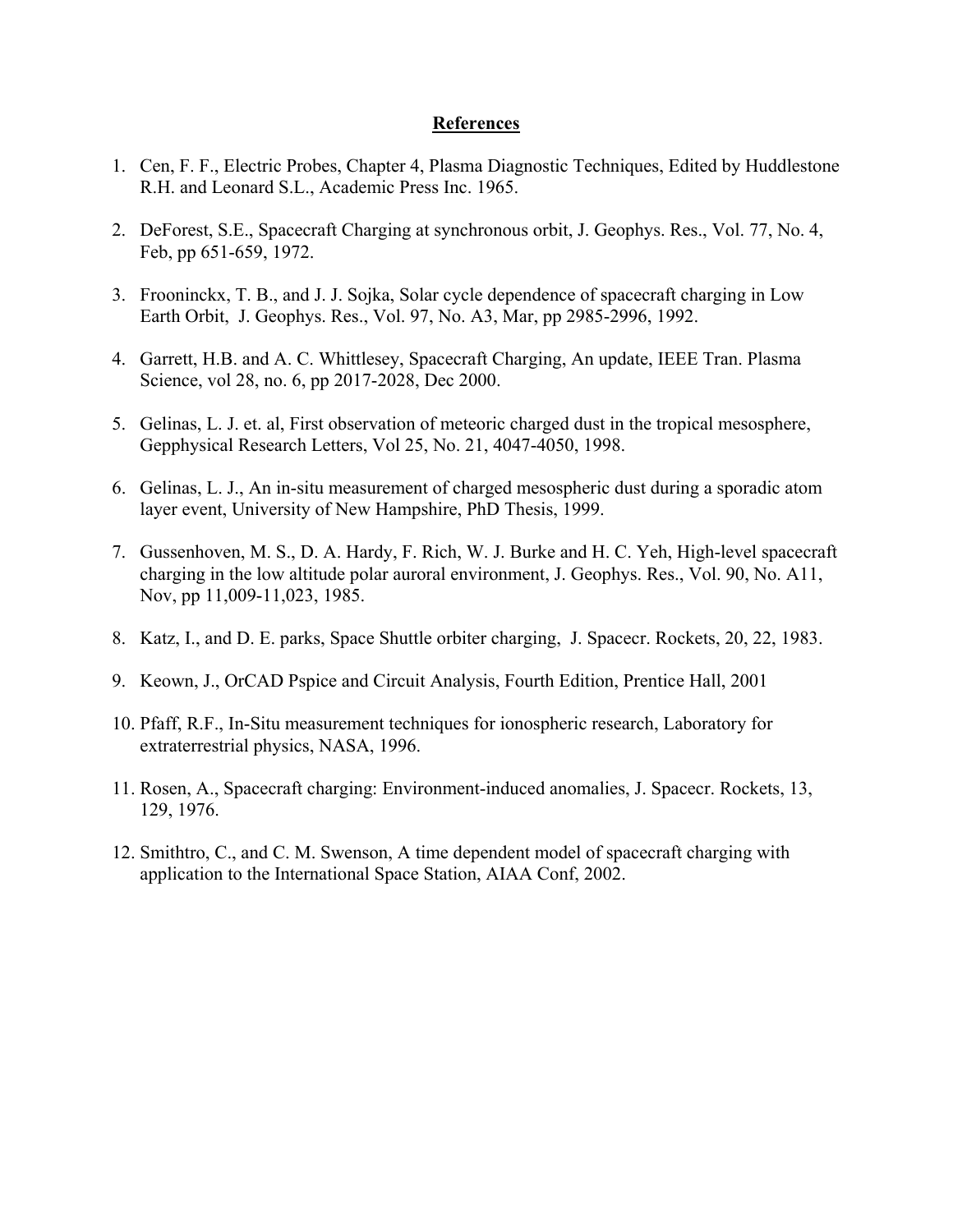## References

1. Cen, F. F., Electric Probes, Chapter 4, Plasma Diagnostic Techniques, Edited by Huddlestone R.H. and Leonard S.L., Academic Press Inc. 1965.

2. DeForest, S.E., Spacecraft Charging at synchronous orbit, J. Geophys. Res., Vol. 77, No. 4, Feb, pp 651-659, 1972.

3. Frooninckx, T. B., and J. J. Sojka, Solar cycle dependence of spacecraft charging in Low Earth Orbit, J. Geophys. Res., Vol. 97, No. A3, Mar, pp 2985-2996, 1992.

4. Garrett, H.B. and A. C. Whittlesey, Spacecraft Charging, An update, IEEE Tran. Plasma Science, vol 28, no. 6, pp 2017-2028, Dec 2000.

5. Gelinas, L. J. et. al, First observation of meteoric charged dust in the tropical mesosphere, Gepphysical Research Letters, Vol 25, No. 21, 4047-4050, 1998.

6. Gelinas, L. J., An in-situ measurement of charged mesospheric dust during a sporadic atom layer event, University of New Hampshire, PhD Thesis, 1999.

7. Gussenhoven, M. S., D. A. Hardy, F. Rich, W. J. Burke and H. C. Yeh, High-level spacecraft charging in the low altitude polar auroral environment, J. Geophys. Res., Vol. 90, No. A11, Nov, pp 11,009-11,023, 1985.

8. Katz, I., and D. E. parks, Space Shuttle orbiter charging, J. Spacecr. Rockets, 20, 22, 1983.

9. Keown, J., OrCAD Pspice and Circuit Analysis, Fourth Edition, Prentice Hall, 2001

10. Pfaff, R.F., In-Situ measurement techniques for ionospheric research, Laboratory for extraterrestrial physics, NASA, 1996.

11. Rosen, A., Spacecraft charging: Environment-induced anomalies, J. Spacecr. Rockets, 13, 129, 1976.

12. Smithtro, C., and C. M. Swenson, A time dependent model of spacecraft charging with application to the International Space Station, AIAA Conf, 2002.